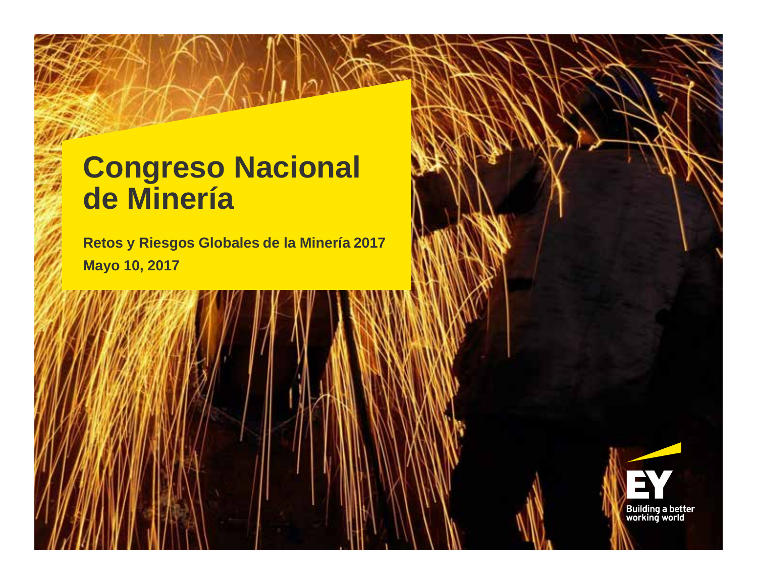# Congreso Nacional de Minería

**Retos y Riesgos Globales de la Minería 2017**

**Mayo 10, 2017**

EY

Building a better working world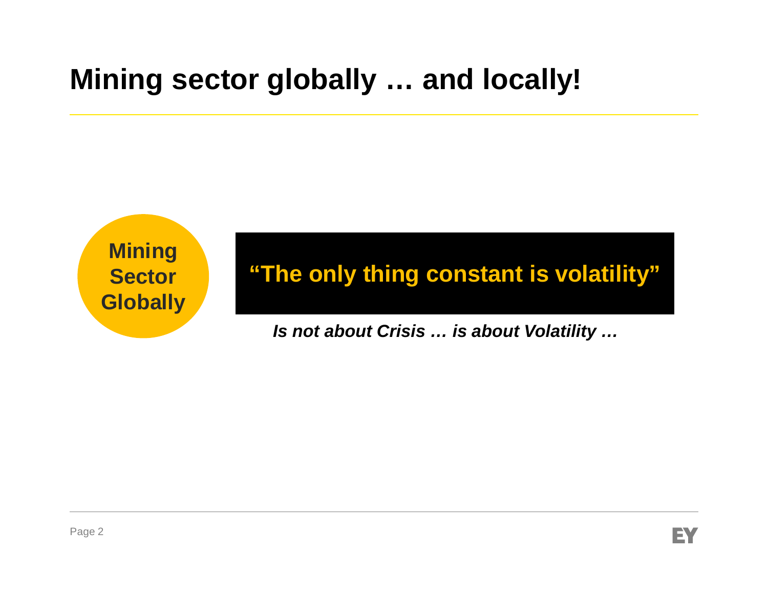# Mining sector globally … and locally!

**Mining Sector Globally**

**"The only thing constant is volatility"**

***Is not about Crisis … is about Volatility …***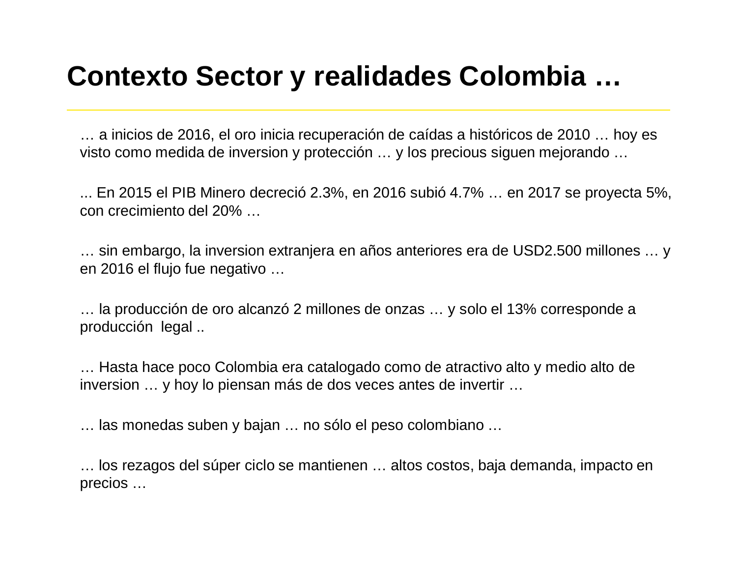# Contexto Sector y realidades Colombia …

… a inicios de 2016, el oro inicia recuperación de caídas a históricos de 2010 … hoy es visto como medida de inversion y protección … y los precious siguen mejorando …

... En 2015 el PIB Minero decreció 2.3%, en 2016 subió 4.7% … en 2017 se proyecta 5%, con crecimiento del 20% …

… sin embargo, la inversion extranjera en años anteriores era de USD2.500 millones … y en 2016 el flujo fue negativo …

… la producción de oro alcanzó 2 millones de onzas … y solo el 13% corresponde a producción legal ..

… Hasta hace poco Colombia era catalogado como de atractivo alto y medio alto de inversion … y hoy lo piensan más de dos veces antes de invertir …

… las monedas suben y bajan … no sólo el peso colombiano …

… los rezagos del súper ciclo se mantienen … altos costos, baja demanda, impacto en precios …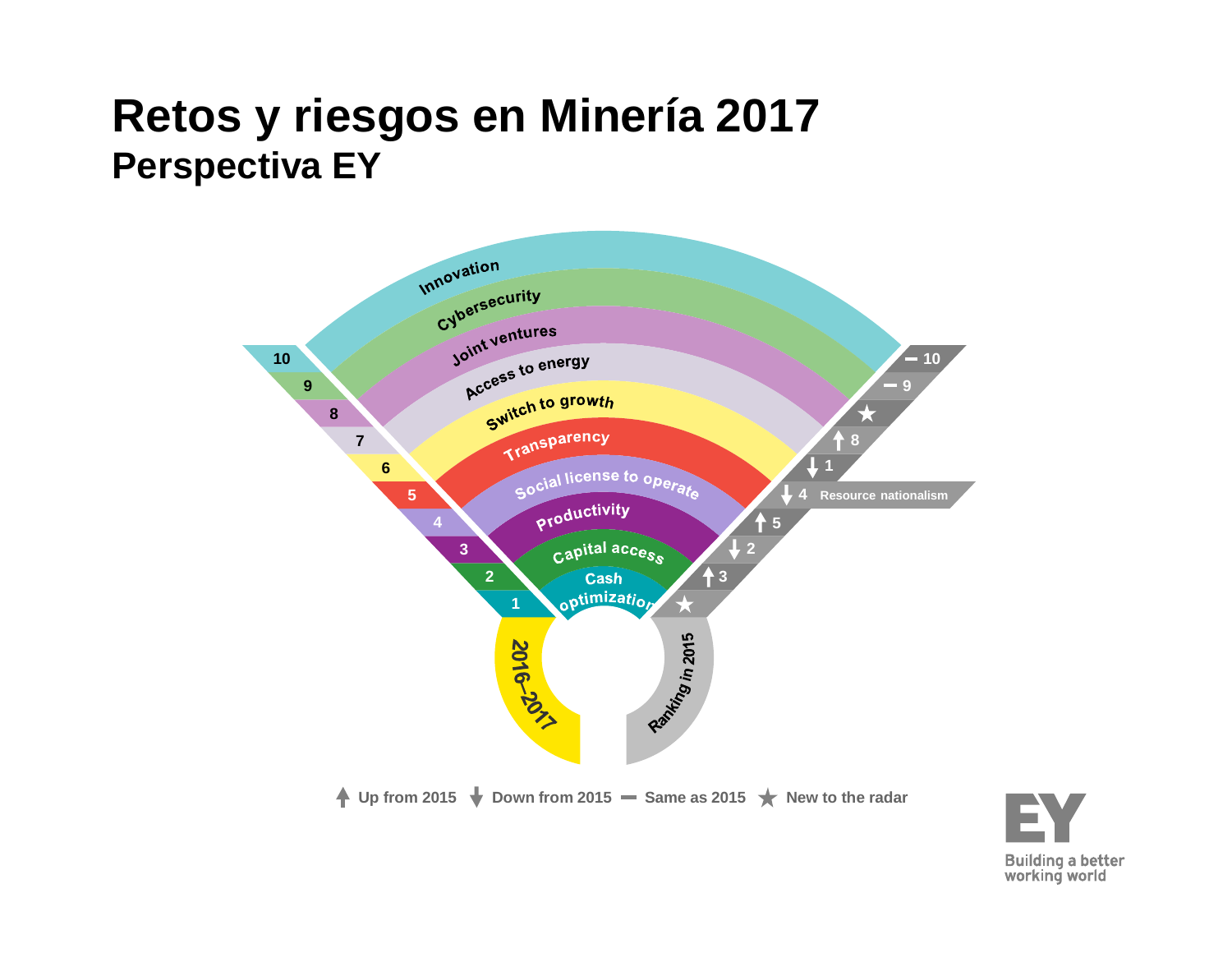# Retos y riesgos en Minería 2017

## Perspectiva EY

| 2016–2017 | Risk | Ranking in 2015 |
| --- | --- | --- |
| 1 | Cash optimization | ★ |
| 2 | Capital access | ↑ 3 |
| 3 | Productivity | ↓ 2 |
| 4 | Social license to operate | ↑ 5 |
| 5 | Transparency | ★ |
| 6 | Switch to growth | ↓ 1 |
| 7 | Access to energy | ↑ 8 |
| 8 | Joint ventures | ★ |
| 9 | Cybersecurity | — 9 |
| 10 | Innovation | — 10 |

↓ 4 Resource nationalism

↑ Up from 2015 ↓ Down from 2015 — Same as 2015 ★ New to the radar

EY Building a better working world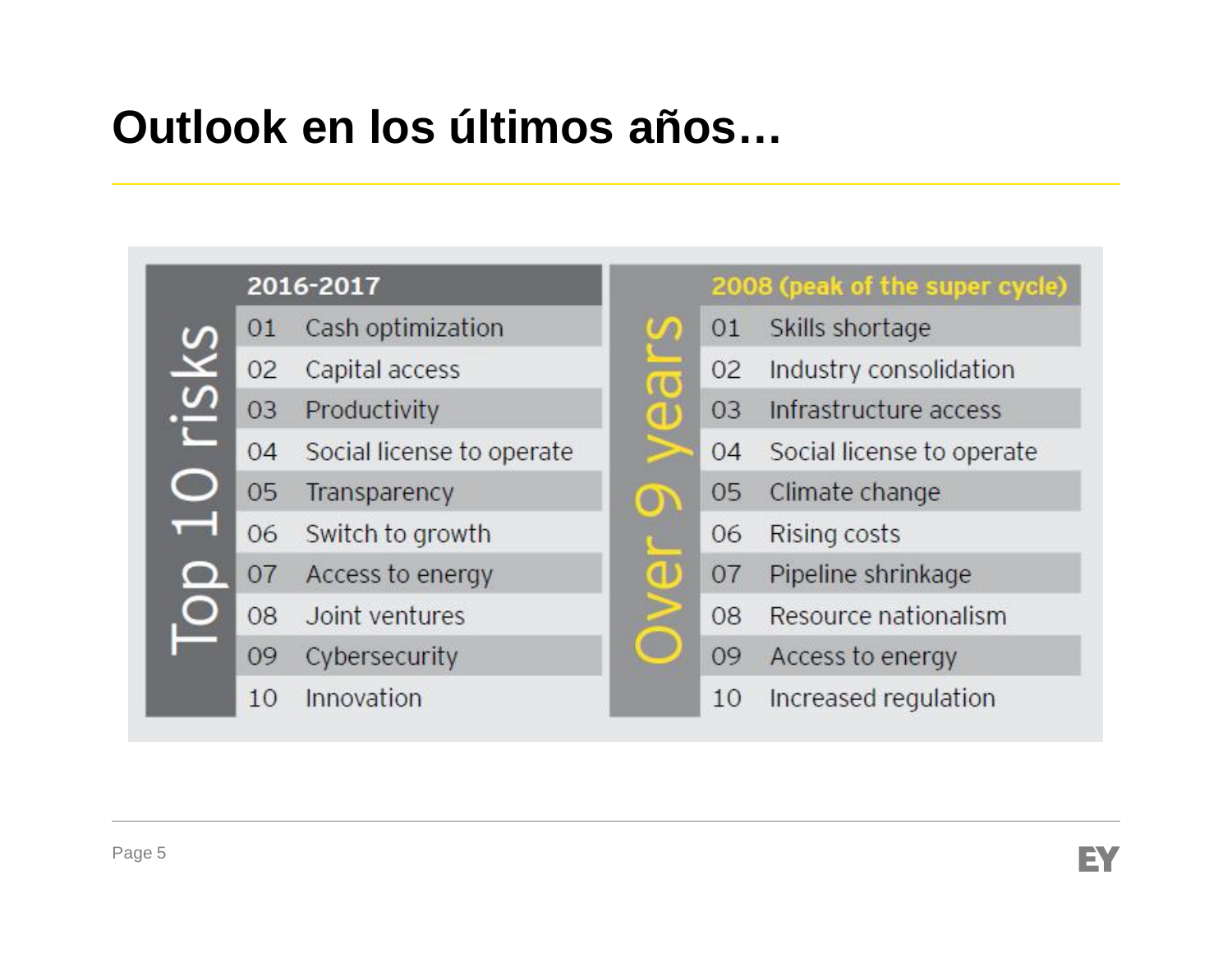# Outlook en los últimos años…

| Top 10 risks | 2016-2017 | Over 9 years | 2008 (peak of the super cycle) |
|---|---|---|---|
| 01 | Cash optimization | 01 | Skills shortage |
| 02 | Capital access | 02 | Industry consolidation |
| 03 | Productivity | 03 | Infrastructure access |
| 04 | Social license to operate | 04 | Social license to operate |
| 05 | Transparency | 05 | Climate change |
| 06 | Switch to growth | 06 | Rising costs |
| 07 | Access to energy | 07 | Pipeline shrinkage |
| 08 | Joint ventures | 08 | Resource nationalism |
| 09 | Cybersecurity | 09 | Access to energy |
| 10 | Innovation | 10 | Increased regulation |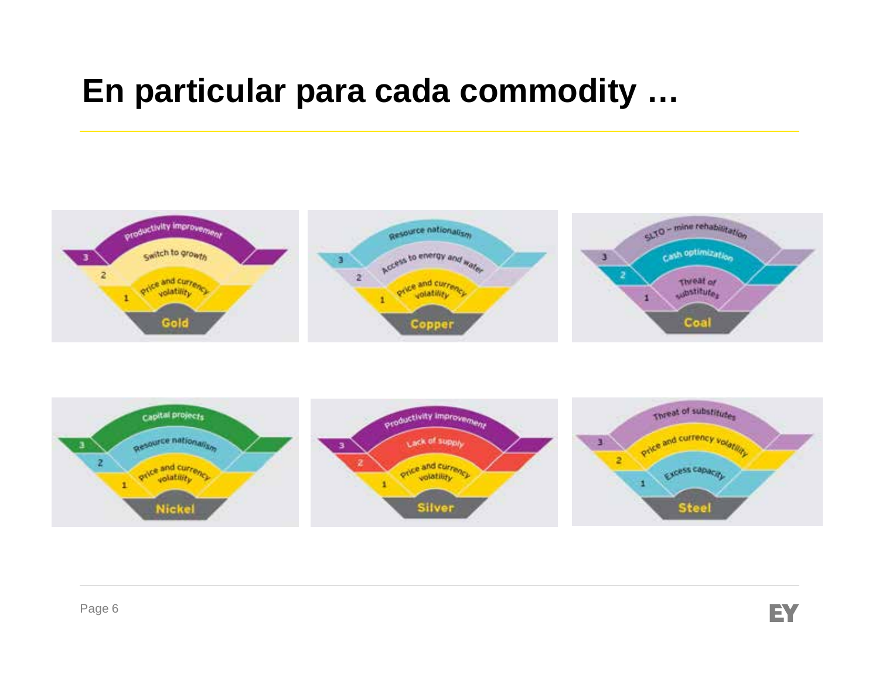# En particular para cada commodity …

**Gold**
1. Price and currency volatility
2. Switch to growth
3. Productivity improvement

**Copper**
1. Price and currency volatility
2. Access to energy and water
3. Resource nationalism

**Coal**
1. Threat of substitutes
2. Cash optimization
3. SLTO – mine rehabilitation

**Nickel**
1. Price and currency volatility
2. Resource nationalism
3. Capital projects

**Silver**
1. Price and currency volatility
2. Lack of supply
3. Productivity improvement

**Steel**
1. Excess capacity
2. Price and currency volatility
3. Threat of substitutes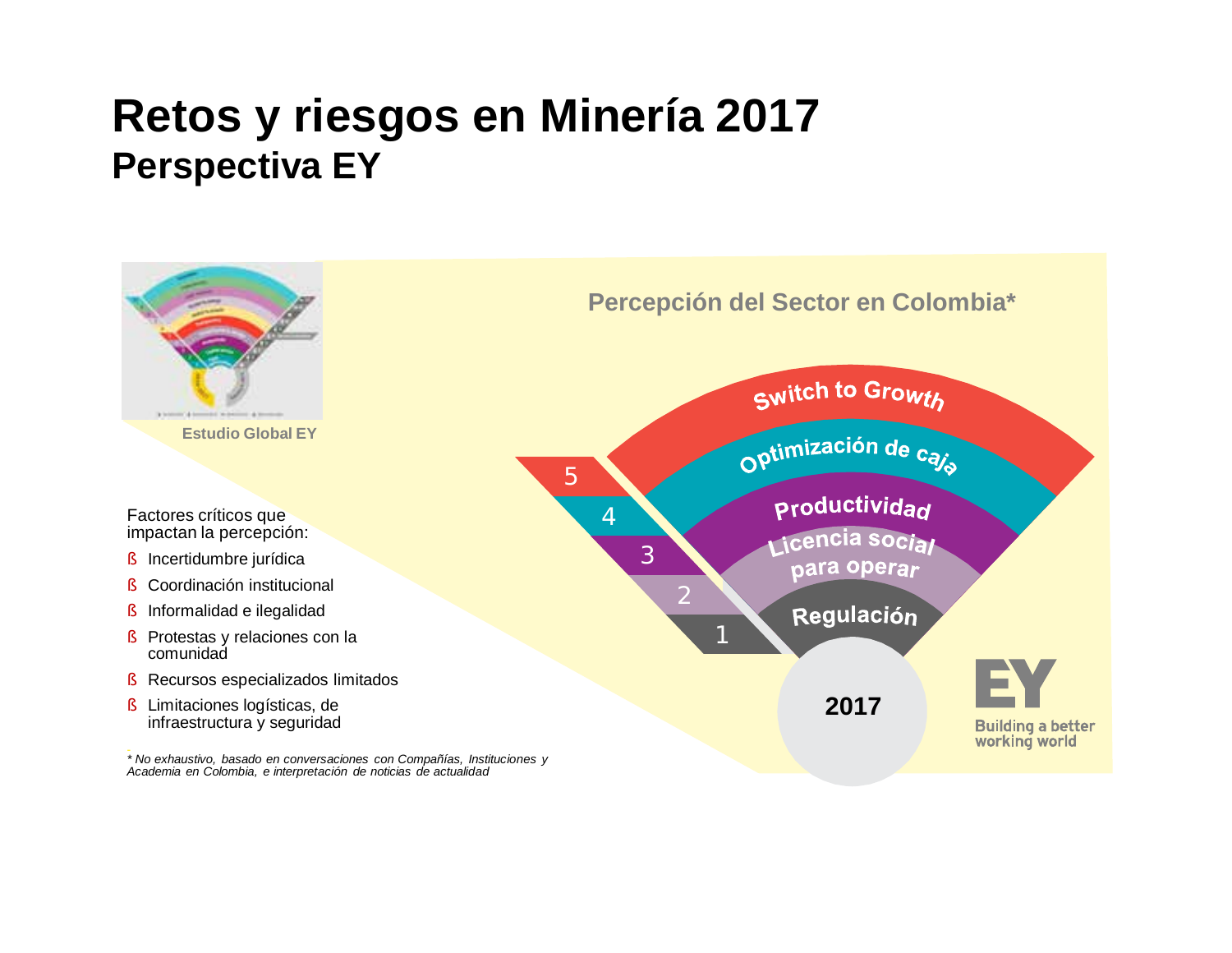# Retos y riesgos en Minería 2017
## Perspectiva EY

Estudio Global EY

Percepción del Sector en Colombia*

5 Switch to Growth
4 Optimización de caja
3 Productividad
2 Licencia social para operar
1 Regulación

2017

Factores críticos que impactan la percepción:

- Incertidumbre jurídica
- Coordinación institucional
- Informalidad e ilegalidad
- Protestas y relaciones con la comunidad
- Recursos especializados limitados
- Limitaciones logísticas, de infraestructura y seguridad

*\* No exhaustivo, basado en conversaciones con Compañías, Instituciones y Academia en Colombia, e interpretación de noticias de actualidad*

EY
Building a better working world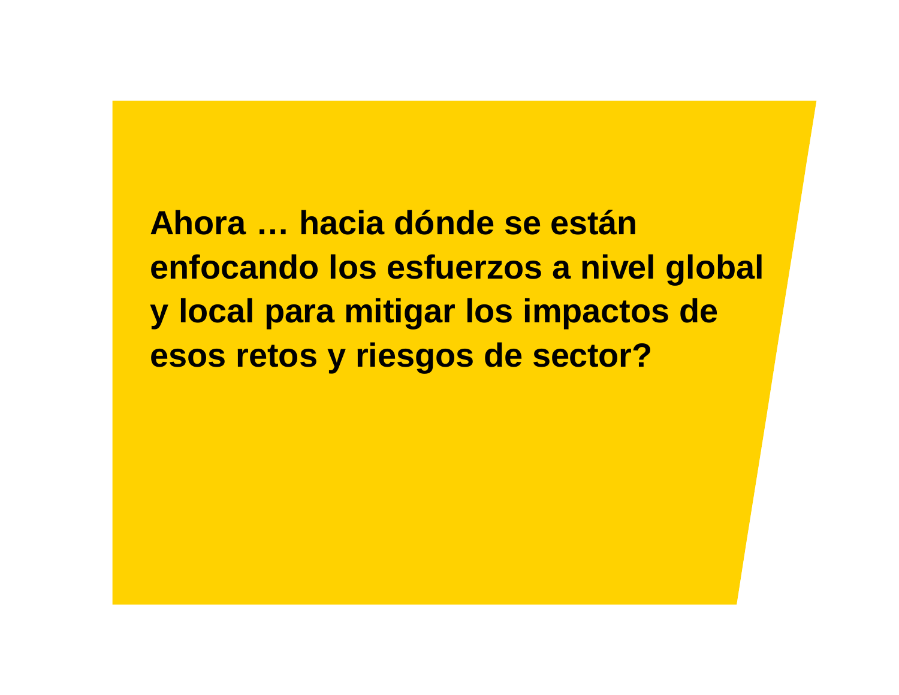**Ahora … hacia dónde se están enfocando los esfuerzos a nivel global y local para mitigar los impactos de esos retos y riesgos de sector?**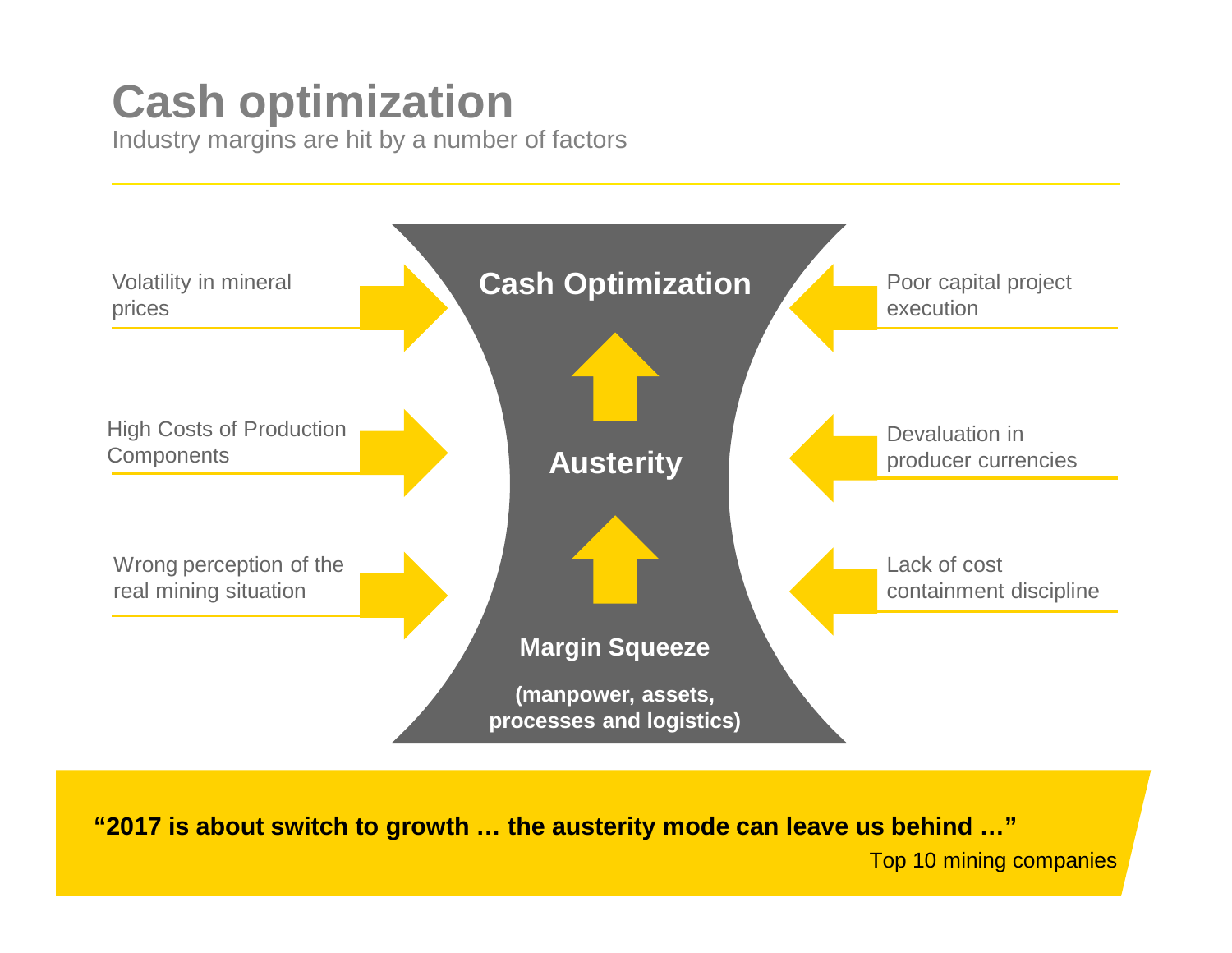# Cash optimization

Industry margins are hit by a number of factors

Volatility in mineral prices

High Costs of Production Components

Wrong perception of the real mining situation

**Cash Optimization**

**Austerity**

**Margin Squeeze**

**(manpower, assets, processes and logistics)**

Poor capital project execution

Devaluation in producer currencies

Lack of cost containment discipline

**"2017 is about switch to growth … the austerity mode can leave us behind …"**

Top 10 mining companies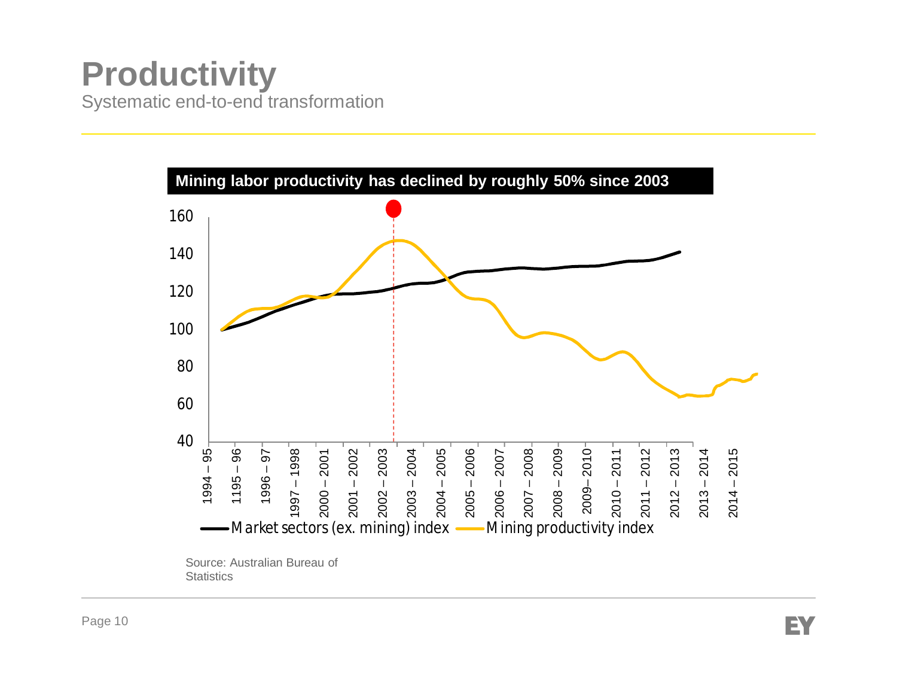# Productivity

Systematic end-to-end transformation

**Mining labor productivity has declined by roughly 50% since 2003**

160
140
120
100
80
60
40

1994 – 95, 1195 – 96, 1996 – 97, 1997 – 1998, 2000 – 2001, 2001 – 2002, 2002 – 2003, 2003 – 2004, 2004 – 2005, 2005 – 2006, 2006 – 2007, 2007 – 2008, 2008 – 2009, 2009– 2010, 2010 – 2011, 2011 – 2012, 2012 – 2013, 2013 – 2014, 2014 – 2015

Market sectors (ex. mining) index — Mining productivity index

Source: Australian Bureau of Statistics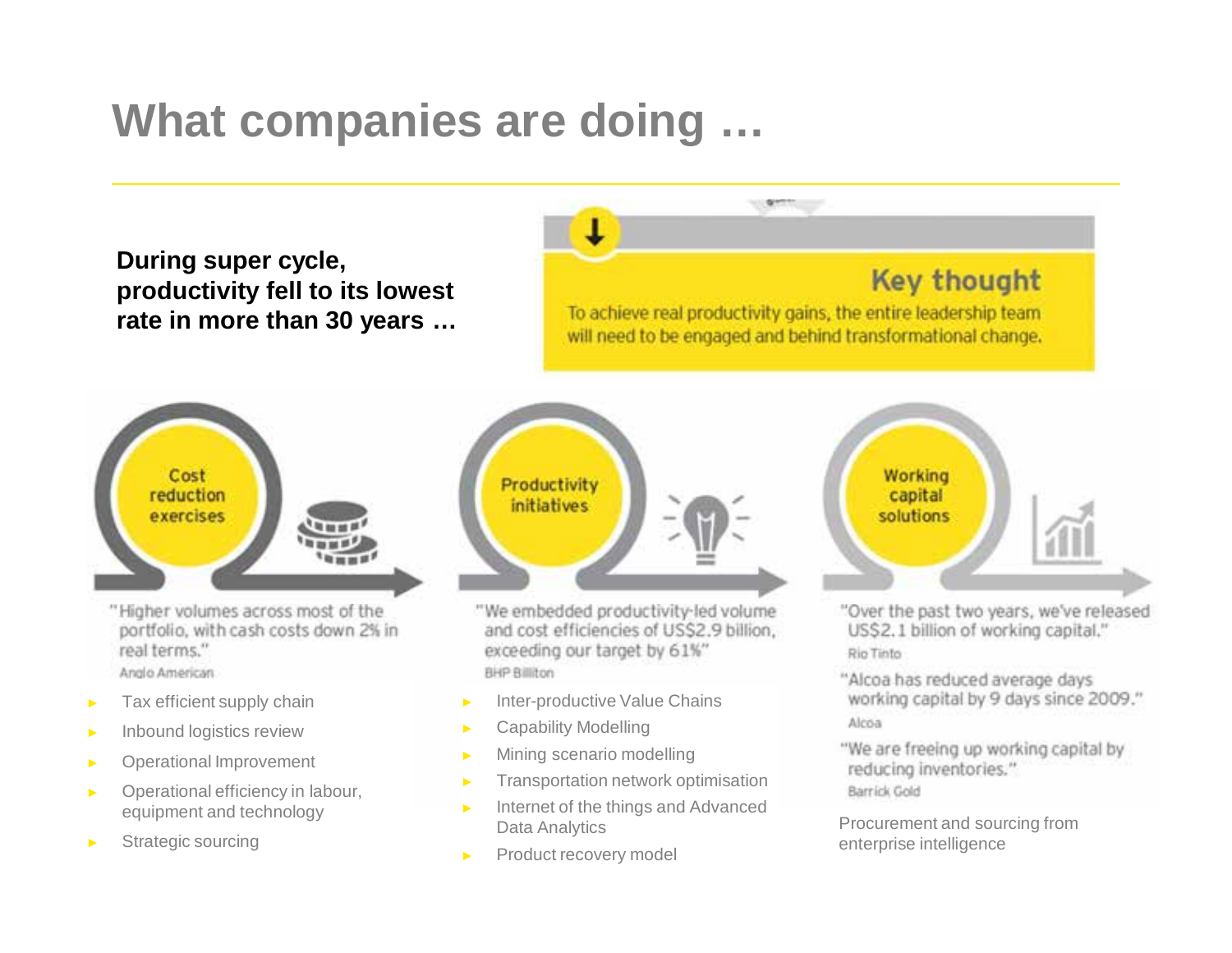# What companies are doing …

**During super cycle, productivity fell to its lowest rate in more than 30 years …**

**Key thought**

To achieve real productivity gains, the entire leadership team will need to be engaged and behind transformational change.

## Cost reduction exercises

"Higher volumes across most of the portfolio, with cash costs down 2% in real terms."
Anglo American

- Tax efficient supply chain
- Inbound logistics review
- Operational Improvement
- Operational efficiency in labour, equipment and technology
- Strategic sourcing

## Productivity initiatives

"We embedded productivity-led volume and cost efficiencies of US$2.9 billion, exceeding our target by 61%"
BHP Billiton

- Inter-productive Value Chains
- Capability Modelling
- Mining scenario modelling
- Transportation network optimisation
- Internet of the things and Advanced Data Analytics
- Product recovery model

## Working capital solutions

"Over the past two years, we've released US$2.1 billion of working capital."
Rio Tinto

"Alcoa has reduced average days working capital by 9 days since 2009."
Alcoa

"We are freeing up working capital by reducing inventories."
Barrick Gold

Procurement and sourcing from enterprise intelligence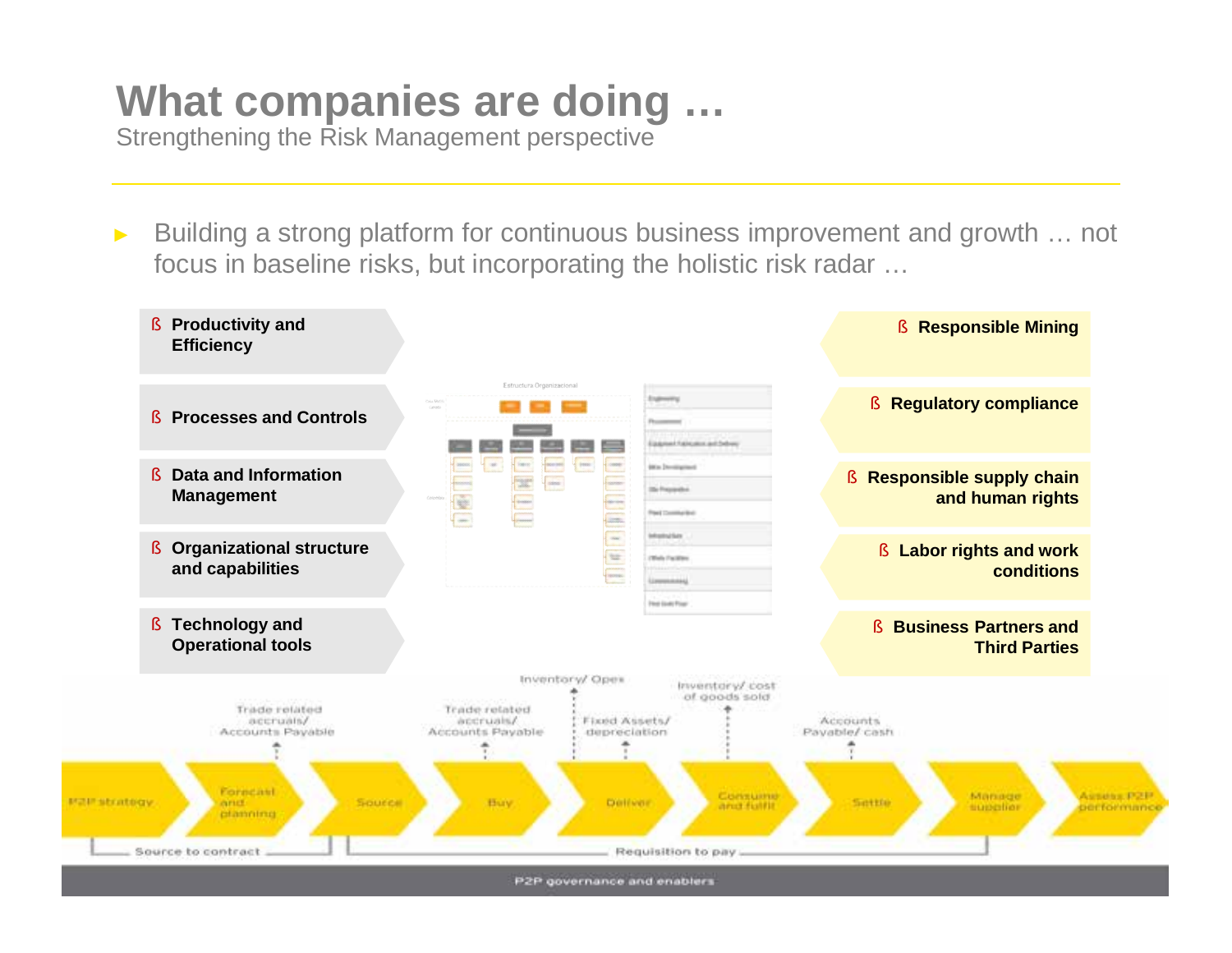# What companies are doing …

Strengthening the Risk Management perspective

- Building a strong platform for continuous business improvement and growth … not focus in baseline risks, but incorporating the holistic risk radar …

- **Productivity and Efficiency**
- **Processes and Controls**
- **Data and Information Management**
- **Organizational structure and capabilities**
- **Technology and Operational tools**

- **Responsible Mining**
- **Regulatory compliance**
- **Responsible supply chain and human rights**
- **Labor rights and work conditions**
- **Business Partners and Third Parties**

Inventory/ Opex

Inventory/ cost of goods sold

Trade related accruals/ Accounts Payable

Trade related accruals/ Accounts Payable

Fixed Assets/ depreciation

Accounts Payable/ cash

P2P strategy → Forecast and planning → Source → Buy → Deliver → Consume and fulfil → Settle → Manage supplier → Assess P2P performance

Source to contract

Requisition to pay

P2P governance and enablers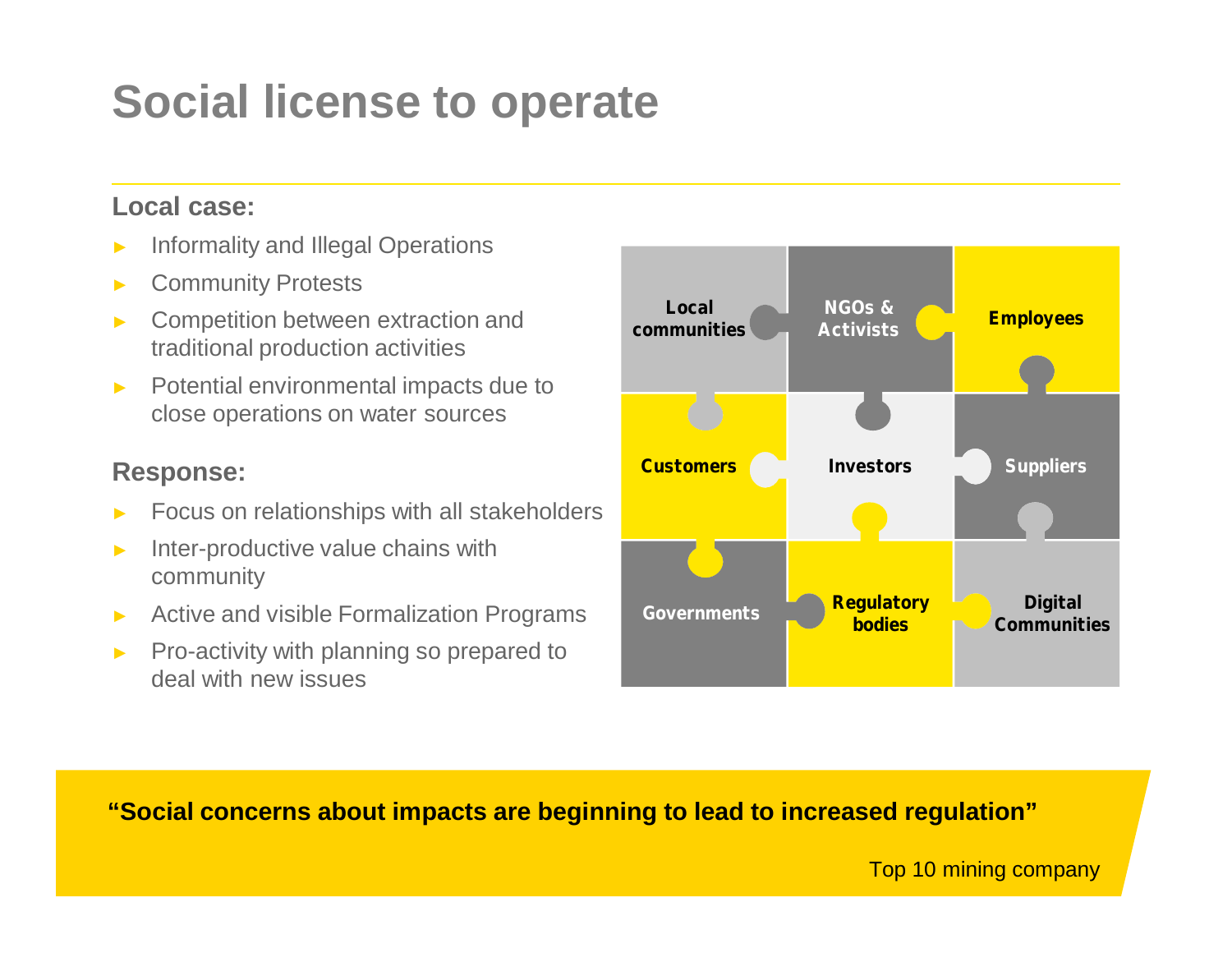# Social license to operate

### Local case:

- Informality and Illegal Operations
- Community Protests
- Competition between extraction and traditional production activities
- Potential environmental impacts due to close operations on water sources

### Response:

- Focus on relationships with all stakeholders
- Inter-productive value chains with community
- Active and visible Formalization Programs
- Pro-activity with planning so prepared to deal with new issues

| | | |
|---|---|---|
| Local communities | NGOs & Activists | Employees |
| Customers | Investors | Suppliers |
| Governments | Regulatory bodies | Digital Communities |

**"Social concerns about impacts are beginning to lead to increased regulation"**

Top 10 mining company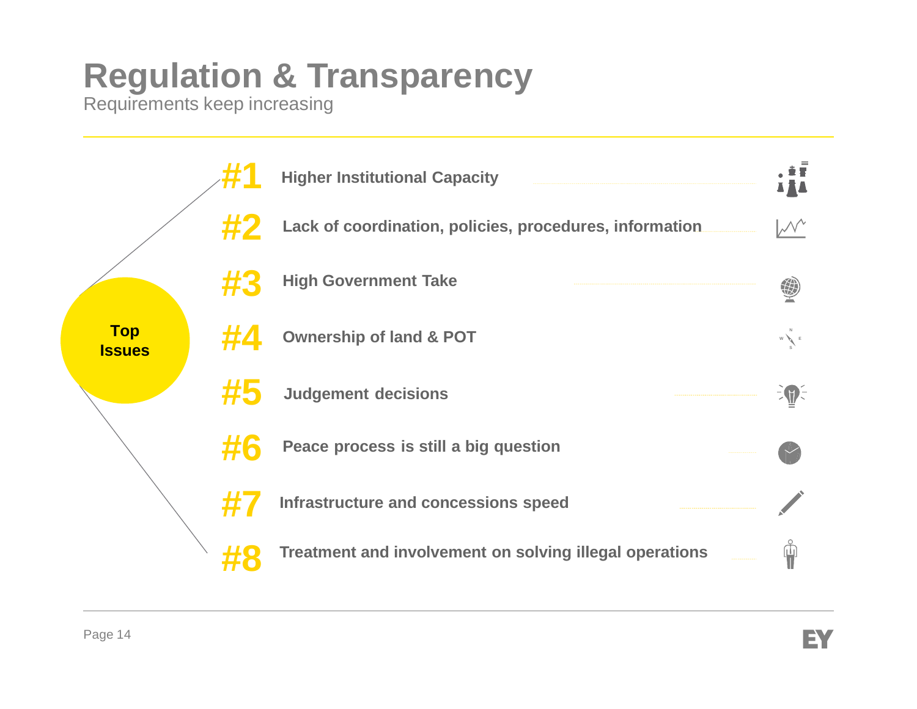# Regulation & Transparency

Requirements keep increasing

**Top Issues**

- **#1** Higher Institutional Capacity
- **#2** Lack of coordination, policies, procedures, information
- **#3** High Government Take
- **#4** Ownership of land & POT
- **#5** Judgement decisions
- **#6** Peace process is still a big question
- **#7** Infrastructure and concessions speed
- **#8** Treatment and involvement on solving illegal operations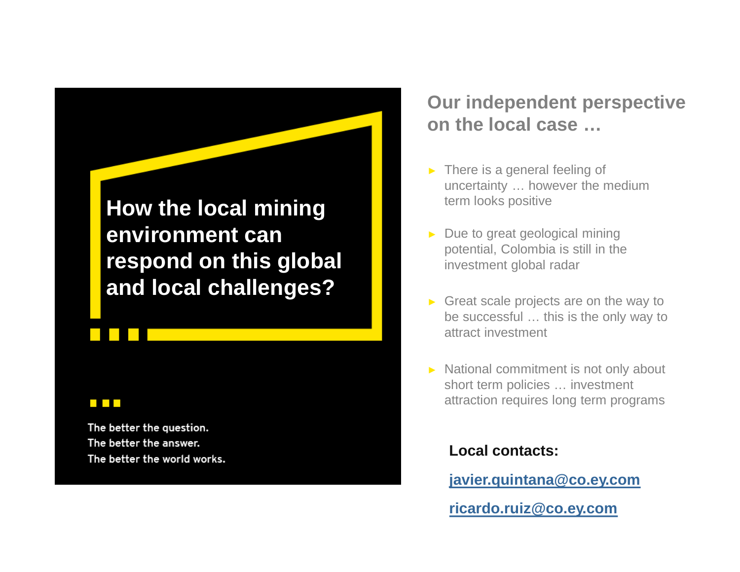## How the local mining environment can respond on this global and local challenges?

The better the question.
The better the answer.
The better the world works.

## Our independent perspective on the local case …

- There is a general feeling of uncertainty … however the medium term looks positive
- Due to great geological mining potential, Colombia is still in the investment global radar
- Great scale projects are on the way to be successful … this is the only way to attract investment
- National commitment is not only about short term policies … investment attraction requires long term programs

**Local contacts:**

**javier.quintana@co.ey.com**

**ricardo.ruiz@co.ey.com**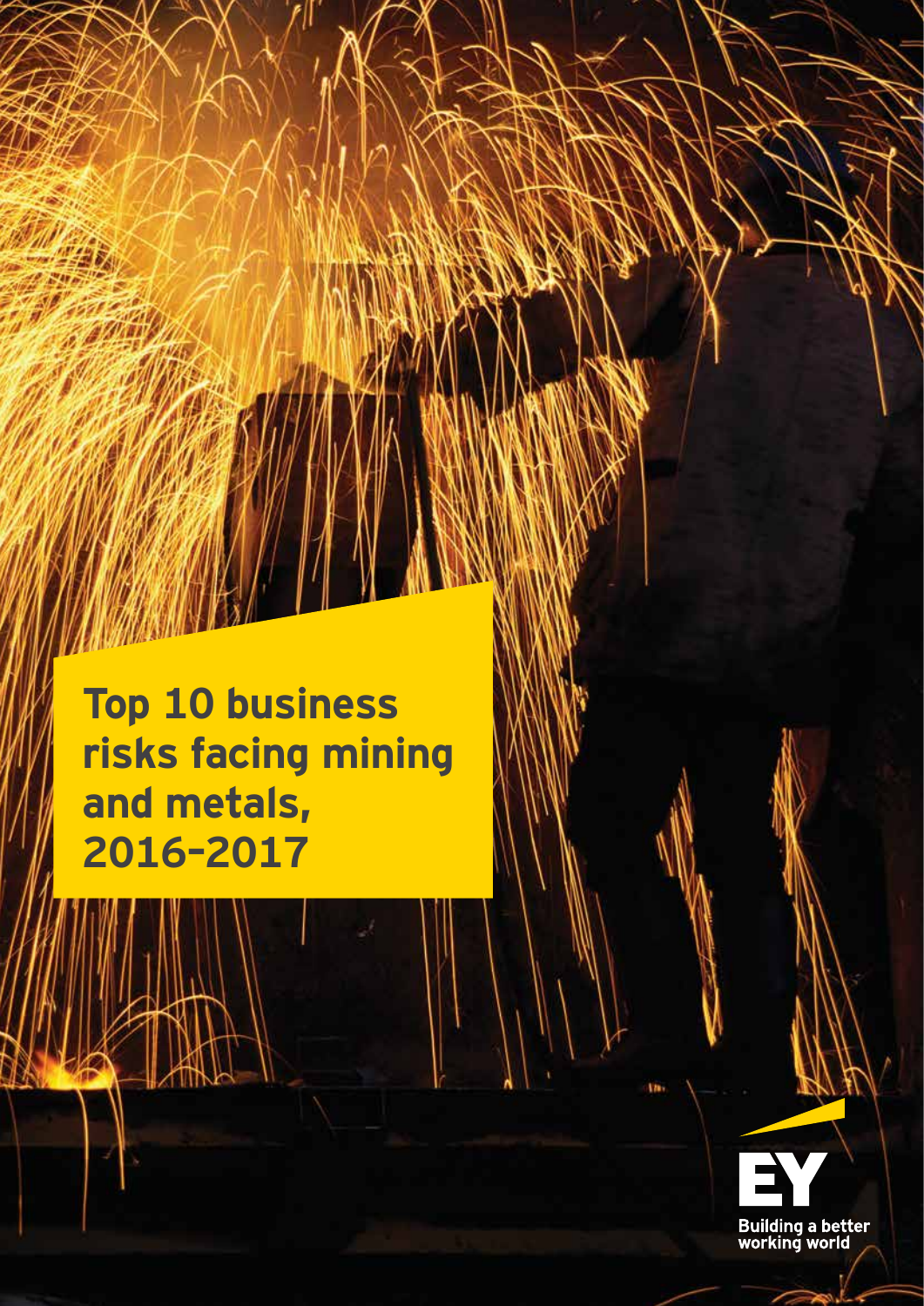# Top 10 business risks facing mining and metals, 2016–2017

Building a better working world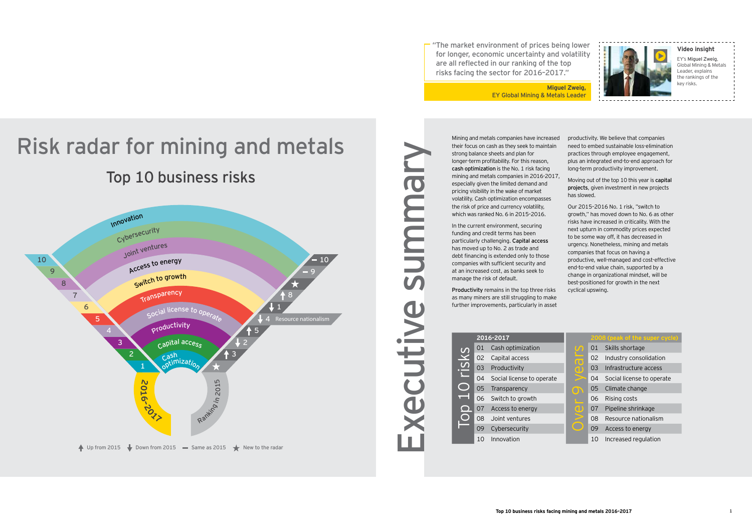"The market environment of prices being lower for longer, economic uncertainty and volatility are all reflected in our ranking of the top risks facing the sector for 2016–2017."

**Miguel Zweig,**
**EY Global Mining & Metals Leader**

**Video insight**

EY's **Miguel Zweig**, Global Mining & Metals Leader, explains the rankings of the key risks.

# Risk radar for mining and metals

## Top 10 business risks

| 2016–2017 | Risk | Ranking in 2015 |
|---|---|---|
| 1 | Cash optimization | ★ |
| 2 | Capital access | ↑ 3 |
| 3 | Productivity | ↓ 2 |
| 4 | Social license to operate | ↑ 5 |
| 5 | Transparency | ↓ 4 Resource nationalism |
| 6 | Switch to growth | ↓ 1 |
| 7 | Access to energy | ↑ 8 |
| 8 | Joint ventures | ★ |
| 9 | Cybersecurity | – 9 |
| 10 | Innovation | – 10 |

↑ Up from 2015 ↓ Down from 2015 – Same as 2015 ★ New to the radar

# Executive summary

Mining and metals companies have increased their focus on cash as they seek to maintain strong balance sheets and plan for longer-term profitability. For this reason, **cash optimization** is the No. 1 risk facing mining and metals companies in 2016–2017, especially given the limited demand and pricing visibility in the wake of market volatility. Cash optimization encompasses the risk of price and currency volatility, which was ranked No. 6 in 2015–2016.

In the current environment, securing funding and credit terms has been particularly challenging. **Capital access** has moved up to No. 2 as trade and debt financing is extended only to those companies with sufficient security and at an increased cost, as banks seek to manage the risk of default.

**Productivity** remains in the top three risks as many miners are still struggling to make further improvements, particularly in asset productivity. We believe that companies need to embed sustainable loss-elimination practices through employee engagement, plus an integrated end-to-end approach for long-term productivity improvement.

Moving out of the top 10 this year is **capital projects**, given investment in new projects has slowed.

Our 2015–2016 No. 1 risk, "switch to growth," has moved down to No. 6 as other risks have increased in criticality. With the next upturn in commodity prices expected to be some way off, it has decreased in urgency. Nonetheless, mining and metals companies that focus on having a productive, well-managed and cost-effective end-to-end value chain, supported by a change in organizational mindset, will be best-positioned for growth in the next cyclical upswing.

| Top 10 risks: 2016–2017 | | Over 9 years: 2008 (peak of the super cycle) | |
|---|---|---|---|
| 01 | Cash optimization | 01 | Skills shortage |
| 02 | Capital access | 02 | Industry consolidation |
| 03 | Productivity | 03 | Infrastructure access |
| 04 | Social license to operate | 04 | Social license to operate |
| 05 | Transparency | 05 | Climate change |
| 06 | Switch to growth | 06 | Rising costs |
| 07 | Access to energy | 07 | Pipeline shrinkage |
| 08 | Joint ventures | 08 | Resource nationalism |
| 09 | Cybersecurity | 09 | Access to energy |
| 10 | Innovation | 10 | Increased regulation |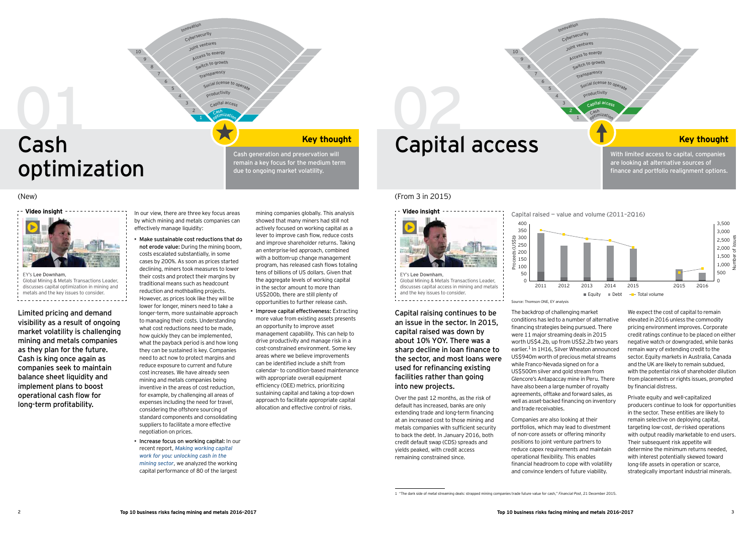# 01 Cash optimization

(New)

**Key thought**

Cash generation and preservation will remain a key focus for the medium term due to ongoing market volatility.

**Video insight**

EY's Lee Downham, Global Mining & Metals Transactions Leader, discusses capital optimization in mining and metals and the key issues to consider.

Limited pricing and demand visibility as a result of ongoing market volatility is challenging mining and metals companies as they plan for the future. Cash is king once again as companies seek to maintain balance sheet liquidity and implement plans to boost operational cash flow for long-term profitability.

In our view, there are three key focus areas by which mining and metals companies can effectively manage liquidity:

- **Make sustainable cost reductions that do not erode value:** During the mining boom, costs escalated substantially, in some cases by 200%. As soon as prices started declining, miners took measures to lower their costs and protect their margins by traditional means such as headcount reduction and mothballing projects. However, as prices look like they will be lower for longer, miners need to take a longer-term, more sustainable approach to managing their costs. Understanding what cost reductions need to be made, how quickly they can be implemented, what the payback period is and how long they can be sustained is key. Companies need to act now to protect margins and reduce exposure to current and future cost increases. We have already seen mining and metals companies being inventive in the areas of cost reduction, for example, by challenging all areas of expenses including the need for travel, considering the offshore sourcing of standard components and consolidating suppliers to facilitate a more effective negotiation on prices.
- **Increase focus on working capital:** In our recent report, *Making working capital work for you: unlocking cash in the mining sector*, we analyzed the working capital performance of 80 of the largest mining companies globally. This analysis showed that many miners had still not actively focused on working capital as a lever to improve cash flow, reduce costs and improve shareholder returns. Taking an enterprise-led approach, combined with a bottom-up change management program, has released cash flows totaling tens of billions of US dollars. Given that the aggregate levels of working capital in the sector amount to more than US$200b, there are still plenty of opportunities to further release cash.
- **Improve capital effectiveness:** Extracting more value from existing assets presents an opportunity to improve asset management capability. This can help to drive productivity and manage risk in a cost-constrained environment. Some key areas where we believe improvements can be identified include a shift from calendar- to condition-based maintenance with appropriate overall equipment efficiency (OEE) metrics, prioritizing sustaining capital and taking a top-down approach to facilitate appropriate capital allocation and effective control of risks.

# 02 Capital access

(From 3 in 2015)

**Key thought**

With limited access to capital, companies are looking at alternative sources of finance and portfolio realignment options.

**Video insight**

EY's Lee Downham, Global Mining & Metals Transactions Leader, discusses capital access in mining and metals and the key issues to consider.

Capital raising continues to be an issue in the sector. In 2015, capital raised was down by about 10% YOY. There was a sharp decline in loan finance to the sector, and most loans were used for refinancing existing facilities rather than going into new projects.

Over the past 12 months, as the risk of default has increased, banks are only extending trade and long-term financing at an increased cost to those mining and metals companies with sufficient security to back the debt. In January 2016, both credit default swap (CDS) spreads and yields peaked, with credit access remaining constrained since.

Capital raised — value and volume (2011–2Q16)

Source: Thomson ONE, EY analysis

The backdrop of challenging market conditions has led to a number of alternative financing strategies being pursued. There were 11 major streaming deals in 2015 worth US$4.2b, up from US$2.2b two years earlier.[1] In 1H16, Silver Wheaton announced US$940m worth of precious metal streams while Franco-Nevada signed on for a US$500m silver and gold stream from Glencore's Antapaccay mine in Peru. There have also been a large number of royalty agreements, offtake and forward sales, as well as asset-backed financing on inventory and trade receivables.

Companies are also looking at their portfolios, which may lead to divestment of non-core assets or offering minority positions to joint venture partners to reduce capex requirements and maintain operational flexibility. This enables financial headroom to cope with volatility and convince lenders of future viability.

We expect the cost of capital to remain elevated in 2016 unless the commodity pricing environment improves. Corporate credit ratings continue to be placed on either negative watch or downgraded, while banks remain wary of extending credit to the sector. Equity markets in Australia, Canada and the UK are likely to remain subdued, with the potential risk of shareholder dilution from placements or rights issues, prompted by financial distress.

Private equity and well-capitalized producers continue to look for opportunities in the sector. These entities are likely to remain selective on deploying capital, targeting low-cost, de-risked operations with output readily marketable to end users. Their subsequent risk appetite will determine the minimum returns needed, with interest potentially skewed toward long-life assets in operation or scarce, strategically important industrial minerals.

[1] "The dark side of metal streaming deals: strapped mining companies trade future value for cash," *Financial Post*, 21 December 2015.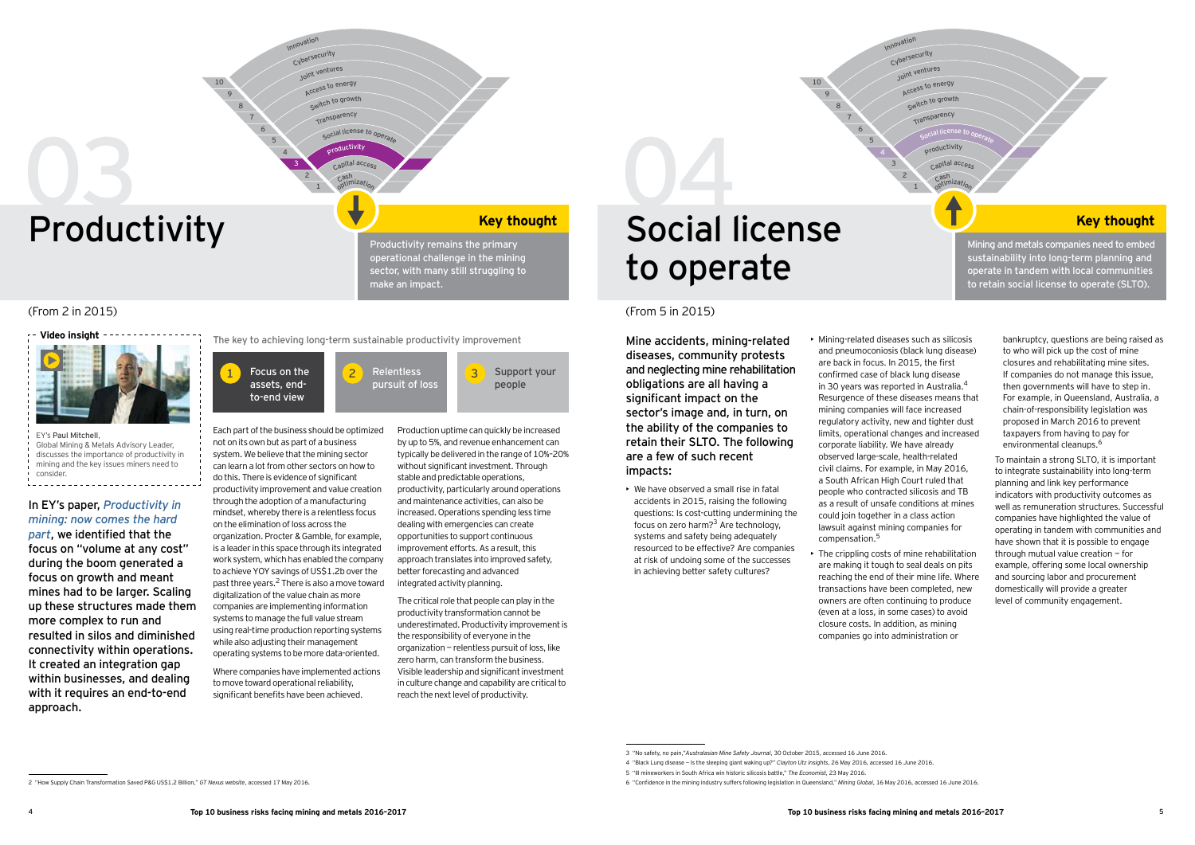# 03 Productivity

## Key thought

Productivity remains the primary operational challenge in the mining sector, with many still struggling to make an impact.

(From 2 in 2015)

**Video insight**

EY's Paul Mitchell, Global Mining & Metals Advisory Leader, discusses the importance of productivity in mining and the key issues miners need to consider.

In EY's paper, *Productivity in mining: now comes the hard part*, we identified that the focus on "volume at any cost" during the boom generated a focus on growth and meant mines had to be larger. Scaling up these structures made them more complex to run and resulted in silos and diminished connectivity within operations. It created an integration gap within businesses, and dealing with it requires an end-to-end approach.

The key to achieving long-term sustainable productivity improvement

1. Focus on the assets, end-to-end view
2. Relentless pursuit of loss
3. Support your people

Each part of the business should be optimized not on its own but as part of a business system. We believe that the mining sector can learn a lot from other sectors on how to do this. There is evidence of significant productivity improvement and value creation through the adoption of a manufacturing mindset, whereby there is a relentless focus on the elimination of loss across the organization. Procter & Gamble, for example, is a leader in this space through its integrated work system, which has enabled the company to achieve YOY savings of US$1.2b over the past three years.[2] There is also a move toward digitalization of the value chain as more companies are implementing information systems to manage the full value stream using real-time production reporting systems while also adjusting their management operating systems to be more data-oriented.

Where companies have implemented actions to move toward operational reliability, significant benefits have been achieved.

Production uptime can quickly be increased by up to 5%, and revenue enhancement can typically be delivered in the range of 10%–20% without significant investment. Through stable and predictable operations, productivity, particularly around operations and maintenance activities, can also be increased. Operations spending less time dealing with emergencies can create opportunities to support continuous improvement efforts. As a result, this approach translates into improved safety, better forecasting and advanced integrated activity planning.

The critical role that people can play in the productivity transformation cannot be underestimated. Productivity improvement is the responsibility of everyone in the organization — relentless pursuit of loss, like zero harm, can transform the business. Visible leadership and significant investment in culture change and capability are critical to reach the next level of productivity.

2 "How Supply Chain Transformation Saved P&G US$1.2 Billion," *GT Nexus website*, accessed 17 May 2016.

# 04 Social license to operate

## Key thought

Mining and metals companies need to embed sustainability into long-term planning and operate in tandem with local communities to retain social license to operate (SLTO).

(From 5 in 2015)

Mine accidents, mining-related diseases, community protests and neglecting mine rehabilitation obligations are all having a significant impact on the sector's image and, in turn, on the ability of the companies to retain their SLTO. The following are a few of such recent impacts:

- We have observed a small rise in fatal accidents in 2015, raising the following questions: Is cost-cutting undermining the focus on zero harm?[3] Are technology, systems and safety being adequately resourced to be effective? Are companies at risk of undoing some of the successes in achieving better safety cultures?
- Mining-related diseases such as silicosis and pneumoconiosis (black lung disease) are back in focus. In 2015, the first confirmed case of black lung disease in 30 years was reported in Australia.[4] Resurgence of these diseases means that mining companies will face increased regulatory activity, new and tighter dust limits, operational changes and increased corporate liability. We have already observed large-scale, health-related civil claims. For example, in May 2016, a South African High Court ruled that people who contracted silicosis and TB as a result of unsafe conditions at mines could join together in a class action lawsuit against mining companies for compensation.[5]
- The crippling costs of mine rehabilitation are making it tough to seal deals on pits reaching the end of their mine life. Where transactions have been completed, new owners are often continuing to produce (even at a loss, in some cases) to avoid closure costs. In addition, as mining companies go into administration or bankruptcy, questions are being raised as to who will pick up the cost of mine closures and rehabilitating mine sites. If companies do not manage this issue, then governments will have to step in. For example, in Queensland, Australia, a chain-of-responsibility legislation was proposed in March 2016 to prevent taxpayers from having to pay for environmental cleanups.[6]

To maintain a strong SLTO, it is important to integrate sustainability into long-term planning and link key performance indicators with productivity outcomes as well as remuneration structures. Successful companies have highlighted the value of operating in tandem with communities and have shown that it is possible to engage through mutual value creation — for example, offering some local ownership and sourcing labor and procurement domestically will provide a greater level of community engagement.

3 "No safety, no pain," *Australasian Mine Safety Journal*, 30 October 2015, accessed 16 June 2016.
4 "Black Lung disease — Is the sleeping giant waking up?" *Clayton Utz insights*, 26 May 2016, accessed 16 June 2016.
5 "Ill mineworkers in South Africa win historic silicosis battle," *The Economist*, 23 May 2016.
6 "Confidence in the mining industry suffers following legislation in Queensland," *Mining Global*, 16 May 2016, accessed 16 June 2016.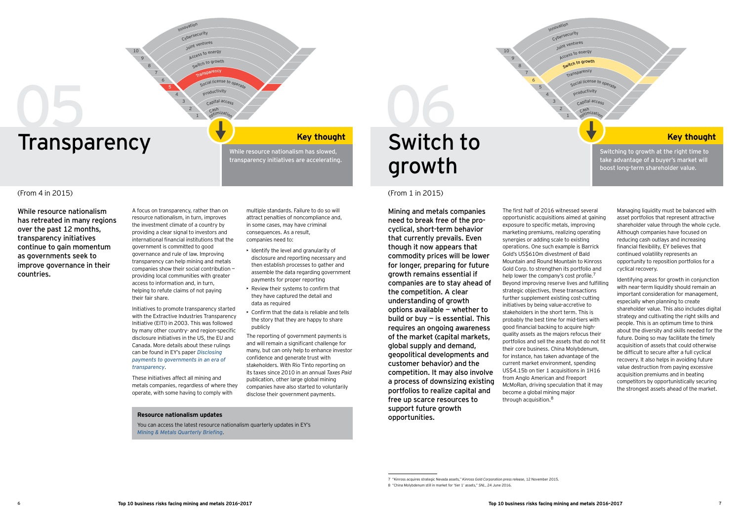# 05 Transparency

## Key thought

While resource nationalism has slowed, transparency initiatives are accelerating.

(From 4 in 2015)

**While resource nationalism has retreated in many regions over the past 12 months, transparency initiatives continue to gain momentum as governments seek to improve governance in their countries.**

A focus on transparency, rather than on resource nationalism, in turn, improves the investment climate of a country by providing a clear signal to investors and international financial institutions that the government is committed to good governance and rule of law. Improving transparency can help mining and metals companies show their social contribution — providing local communities with greater access to information and, in turn, helping to refute claims of not paying their fair share.

Initiatives to promote transparency started with the Extractive Industries Transparency Initiative (EITI) in 2003. This was followed by many other country- and region-specific disclosure initiatives in the US, the EU and Canada. More details about these rulings can be found in EY's paper *Disclosing payments to governments in an era of transparency*.

These initiatives affect all mining and metals companies, regardless of where they operate, with some having to comply with multiple standards. Failure to do so will attract penalties of noncompliance and, in some cases, may have criminal consequences. As a result, companies need to:

- Identify the level and granularity of disclosure and reporting necessary and then establish processes to gather and assemble the data regarding government payments for proper reporting
- Review their systems to confirm that they have captured the detail and data as required
- Confirm that the data is reliable and tells the story that they are happy to share publicly

The reporting of government payments is and will remain a significant challenge for many, but can only help to enhance investor confidence and generate trust with stakeholders. With Rio Tinto reporting on its taxes since 2010 in an annual *Taxes Paid* publication, other large global mining companies have also started to voluntarily disclose their government payments.

**Resource nationalism updates**

You can access the latest resource nationalism quarterly updates in EY's *Mining & Metals Quarterly Briefing*.

# 06 Switch to growth

## Key thought

Switching to growth at the right time to take advantage of a buyer's market will boost long-term shareholder value.

(From 1 in 2015)

**Mining and metals companies need to break free of the pro-cyclical, short-term behavior that currently prevails. Even though it now appears that commodity prices will be lower for longer, preparing for future growth remains essential if companies are to stay ahead of the competition. A clear understanding of growth options available — whether to build or buy — is essential. This requires an ongoing awareness of the market (capital markets, global supply and demand, geopolitical developments and customer behavior) and the competition. It may also involve a process of downsizing existing portfolios to realize capital and free up scarce resources to support future growth opportunities.**

The first half of 2016 witnessed several opportunistic acquisitions aimed at gaining exposure to specific metals, improving marketing premiums, realizing operating synergies or adding scale to existing operations. One such example is Barrick Gold's US$610m divestment of Bald Mountain and Round Mountain to Kinross Gold Corp. to strengthen its portfolio and help lower the company's cost profile.[7] Beyond improving reserve lives and fulfilling strategic objectives, these transactions further supplement existing cost-cutting initiatives by being value-accretive to stakeholders in the short term. This is probably the best time for mid-tiers with good financial backing to acquire high-quality assets as the majors refocus their portfolios and sell the assets that do not fit their core business. China Molybdenum, for instance, has taken advantage of the current market environment, spending US$4.15b on tier 1 acquisitions in 1H16 from Anglo American and Freeport McMoRan, driving speculation that it may become a global mining major through acquisition.[8]

Managing liquidity must be balanced with asset portfolios that represent attractive shareholder value through the whole cycle. Although companies have focused on reducing cash outlays and increasing financial flexibility, EY believes that continued volatility represents an opportunity to reposition portfolios for a cyclical recovery.

Identifying areas for growth in conjunction with near-term liquidity should remain an important consideration for management, especially when planning to create shareholder value. This also includes digital strategy and cultivating the right skills and people. This is an optimum time to think about the diversity and skills needed for the future. Doing so may facilitate the timely acquisition of assets that could otherwise be difficult to secure after a full cyclical recovery. It also helps in avoiding future value destruction from paying excessive acquisition premiums and in beating competitors by opportunistically securing the strongest assets ahead of the market.

7 "Kinross acquires strategic Nevada assets," *Kinross Gold Corporation press release*, 12 November 2015.
8 "China Molybdenum still in market for 'tier 1' assets," *SNL*, 24 June 2016.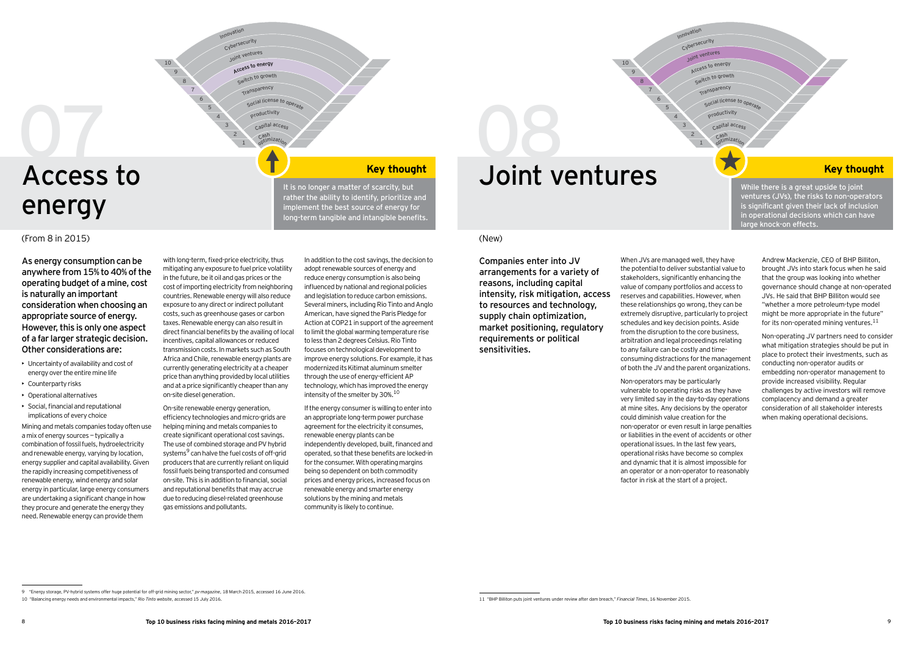# 07 Access to energy

(From 8 in 2015)

**Key thought**

It is no longer a matter of scarcity, but rather the ability to identify, prioritize and implement the best source of energy for long-term tangible and intangible benefits.

**As energy consumption can be anywhere from 15% to 40% of the operating budget of a mine, cost is naturally an important consideration when choosing an appropriate source of energy. However, this is only one aspect of a far larger strategic decision. Other considerations are:**

- Uncertainty of availability and cost of energy over the entire mine life
- Counterparty risks
- Operational alternatives
- Social, financial and reputational implications of every choice

Mining and metals companies today often use a mix of energy sources — typically a combination of fossil fuels, hydroelectricity and renewable energy, varying by location, energy supplier and capital availability. Given the rapidly increasing competitiveness of renewable energy, wind energy and solar energy in particular, large energy consumers are undertaking a significant change in how they procure and generate the energy they need. Renewable energy can provide them with long-term, fixed-price electricity, thus mitigating any exposure to fuel price volatility in the future, be it oil and gas prices or the cost of importing electricity from neighboring countries. Renewable energy will also reduce exposure to any direct or indirect pollutant costs, such as greenhouse gases or carbon taxes. Renewable energy can also result in direct financial benefits by the availing of local incentives, capital allowances or reduced transmission costs. In markets such as South Africa and Chile, renewable energy plants are currently generating electricity at a cheaper price than anything provided by local utilities and at a price significantly cheaper than any on-site diesel generation.

On-site renewable energy generation, efficiency technologies and micro-grids are helping mining and metals companies to create significant operational cost savings. The use of combined storage and PV hybrid systems[9] can halve the fuel costs of off-grid producers that are currently reliant on liquid fossil fuels being transported and consumed on-site. This is in addition to financial, social and reputational benefits that may accrue due to reducing diesel-related greenhouse gas emissions and pollutants.

In addition to the cost savings, the decision to adopt renewable sources of energy and reduce energy consumption is also being influenced by national and regional policies and legislation to reduce carbon emissions. Several miners, including Rio Tinto and Anglo American, have signed the Paris Pledge for Action at COP21 in support of the agreement to limit the global warming temperature rise to less than 2 degrees Celsius. Rio Tinto focuses on technological development to improve energy solutions. For example, it has modernized its Kitimat aluminum smelter through the use of energy-efficient AP technology, which has improved the energy intensity of the smelter by 30%.[10]

If the energy consumer is willing to enter into an appropriate long-term power purchase agreement for the electricity it consumes, renewable energy plants can be independently developed, built, financed and operated, so that these benefits are locked-in for the consumer. With operating margins being so dependent on both commodity prices and energy prices, increased focus on renewable energy and smarter energy solutions by the mining and metals community is likely to continue.

9 "Energy storage, PV-hybrid systems offer huge potential for off-grid mining sector," *pv-magazine*, 18 March 2015, accessed 16 June 2016.

10 "Balancing energy needs and environmental impacts," *Rio Tinto website*, accessed 15 July 2016.

# 08 Joint ventures

(New)

**Key thought**

While there is a great upside to joint ventures (JVs), the risks to non-operators is significant given their lack of inclusion in operational decisions which can have large knock-on effects.

**Companies enter into JV arrangements for a variety of reasons, including capital intensity, risk mitigation, access to resources and technology, supply chain optimization, market positioning, regulatory requirements or political sensitivities.**

When JVs are managed well, they have the potential to deliver substantial value to stakeholders, significantly enhancing the value of company portfolios and access to reserves and capabilities. However, when these relationships go wrong, they can be extremely disruptive, particularly to project schedules and key decision points. Aside from the disruption to the core business, arbitration and legal proceedings relating to any failure can be costly and time-consuming distractions for the management of both the JV and the parent organizations.

Non-operators may be particularly vulnerable to operating risks as they have very limited say in the day-to-day operations at mine sites. Any decisions by the operator could diminish value creation for the non-operator or even result in large penalties or liabilities in the event of accidents or other operational issues. In the last few years, operational risks have become so complex and dynamic that it is almost impossible for an operator or a non-operator to reasonably factor in risk at the start of a project.

Andrew Mackenzie, CEO of BHP Billiton, brought JVs into stark focus when he said that the group was looking into whether governance should change at non-operated JVs. He said that BHP Billiton would see "whether a more petroleum-type model might be more appropriate in the future" for its non-operated mining ventures.[11]

Non-operating JV partners need to consider what mitigation strategies should be put in place to protect their investments, such as conducting non-operator audits or embedding non-operator management to provide increased visibility. Regular challenges by active investors will remove complacency and demand a greater consideration of all stakeholder interests when making operational decisions.

11 "BHP Billiton puts joint ventures under review after dam breach," *Financial Times*, 16 November 2015.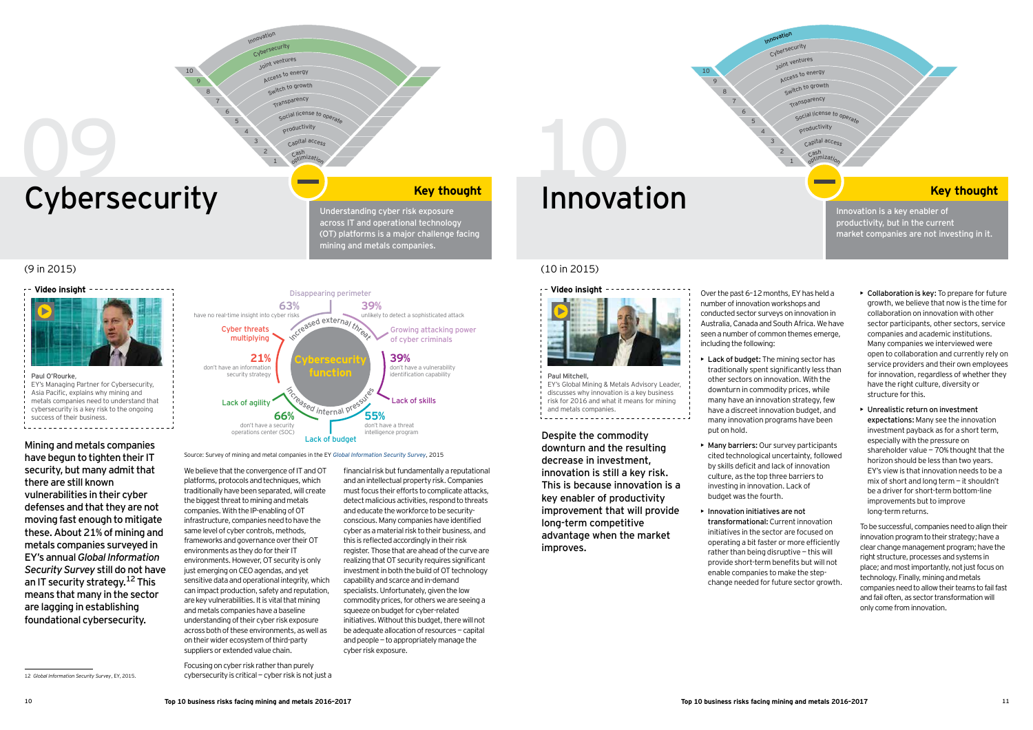# 09 Cybersecurity

(9 in 2015)

**Key thought**

Understanding cyber risk exposure across IT and operational technology (OT) platforms is a major challenge facing mining and metals companies.

**Video insight**

Paul O'Rourke,
EY's Managing Partner for Cybersecurity, Asia Pacific, explains why mining and metals companies need to understand that cybersecurity is a key risk to the ongoing success of their business.

Mining and metals companies have begun to tighten their IT security, but many admit that there are still known vulnerabilities in their cyber defenses and that they are not moving fast enough to mitigate these. About 21% of mining and metals companies surveyed in EY's annual *Global Information Security Survey* still do not have an IT security strategy.[12] This means that many in the sector are lagging in establishing foundational cybersecurity.

**Cybersecurity function**

- Disappearing perimeter
- Increased external threat
- Increased internal pressures
- Cyber threats multiplying
- Growing attacking power of cyber criminals
- Lack of agility
- Lack of skills
- Lack of budget
- 63% have no real-time insight into cyber risks
- 39% unlikely to detect a sophisticated attack
- 21% don't have an information security strategy
- 39% don't have a vulnerability identification capability
- 66% don't have a security operations center (SOC)
- 55% don't have a threat intelligence program

Source: Survey of mining and metal companies in the EY *Global Information Security Survey*, 2015

We believe that the convergence of IT and OT platforms, protocols and techniques, which traditionally have been separated, will create the biggest threat to mining and metals companies. With the IP-enabling of OT infrastructure, companies need to have the same level of cyber controls, methods, frameworks and governance over their OT environments as they do for their IT environments. However, OT security is only just emerging on CEO agendas, and yet sensitive data and operational integrity, which can impact production, safety and reputation, are key vulnerabilities. It is vital that mining and metals companies have a baseline understanding of their cyber risk exposure across both of these environments, as well as on their wider ecosystem of third-party suppliers or extended value chain.

Focusing on cyber risk rather than purely cybersecurity is critical — cyber risk is not just a financial risk but fundamentally a reputational and an intellectual property risk. Companies must focus their efforts to complicate attacks, detect malicious activities, respond to threats and educate the workforce to be security-conscious. Many companies have identified cyber as a material risk to their business, and this is reflected accordingly in their risk register. Those that are ahead of the curve are realizing that OT security requires significant investment in both the build of OT technology capability and scarce and in-demand specialists. Unfortunately, given the low commodity prices, for others we are seeing a squeeze on budget for cyber-related initiatives. Without this budget, there will not be adequate allocation of resources — capital and people — to appropriately manage the cyber risk exposure.

[12] *Global Information Security Survey*, EY, 2015.

# 10 Innovation

(10 in 2015)

**Key thought**

Innovation is a key enabler of productivity, but in the current market companies are not investing in it.

**Video insight**

Paul Mitchell,
EY's Global Mining & Metals Advisory Leader, discusses why innovation is a key business risk for 2016 and what it means for mining and metals companies.

Despite the commodity downturn and the resulting decrease in investment, innovation is still a key risk. This is because innovation is a key enabler of productivity improvement that will provide long-term competitive advantage when the market improves.

Over the past 6–12 months, EY has held a number of innovation workshops and conducted sector surveys on innovation in Australia, Canada and South Africa. We have seen a number of common themes emerge, including the following:

- **Lack of budget:** The mining sector has traditionally spent significantly less than other sectors on innovation. With the downturn in commodity prices, while many have an innovation strategy, few have a discreet innovation budget, and many innovation programs have been put on hold.
- **Many barriers:** Our survey participants cited technological uncertainty, followed by skills deficit and lack of innovation culture, as the top three barriers to investing in innovation. Lack of budget was the fourth.
- **Innovation initiatives are not transformational:** Current innovation initiatives in the sector are focused on operating a bit faster or more efficiently rather than being disruptive — this will provide short-term benefits but will not enable companies to make the step-change needed for future sector growth.
- **Collaboration is key:** To prepare for future growth, we believe that now is the time for collaboration on innovation with other sector participants, other sectors, service companies and academic institutions. Many companies we interviewed were open to collaboration and currently rely on service providers and their own employees for innovation, regardless of whether they have the right culture, diversity or structure for this.
- **Unrealistic return on investment expectations:** Many see the innovation investment payback as for a short term, especially with the pressure on shareholder value — 70% thought that the horizon should be less than two years. EY's view is that innovation needs to be a mix of short and long term — it shouldn't be a driver for short-term bottom-line improvements but to improve long-term returns.

To be successful, companies need to align their innovation program to their strategy; have a clear change management program; have the right structure, processes and systems in place; and most importantly, not just focus on technology. Finally, mining and metals companies need to allow their teams to fail fast and fail often, as sector transformation will only come from innovation.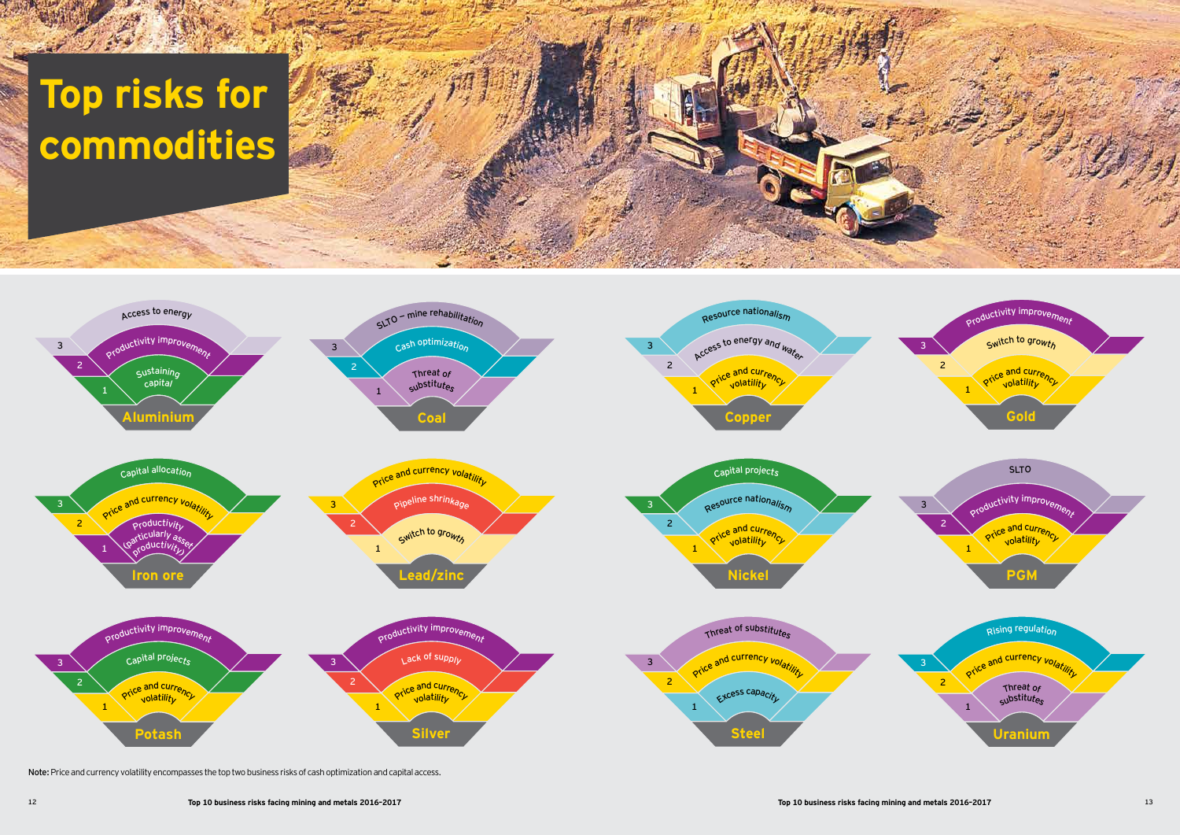# Top risks for commodities

| Commodity | 1 | 2 | 3 |
|---|---|---|---|
| Aluminium | Sustaining capital | Productivity improvement | Access to energy |
| Coal | Threat of substitutes | Cash optimization | SLTO – mine rehabilitation |
| Copper | Price and currency volatility | Access to energy and water | Resource nationalism |
| Gold | Price and currency volatility | Switch to growth | Productivity improvement |
| Iron ore | Productivity (particularly asset productivity) | Price and currency volatility | Capital allocation |
| Lead/zinc | Switch to growth | Pipeline shrinkage | Price and currency volatility |
| Nickel | Price and currency volatility | Resource nationalism | Capital projects |
| PGM | Price and currency volatility | Productivity improvement | SLTO |
| Potash | Price and currency volatility | Capital projects | Productivity improvement |
| Silver | Price and currency volatility | Lack of supply | Productivity improvement |
| Steel | Excess capacity | Price and currency volatility | Threat of substitutes |
| Uranium | Threat of substitutes | Price and currency volatility | Rising regulation |

**Note:** Price and currency volatility encompasses the top two business risks of cash optimization and capital access.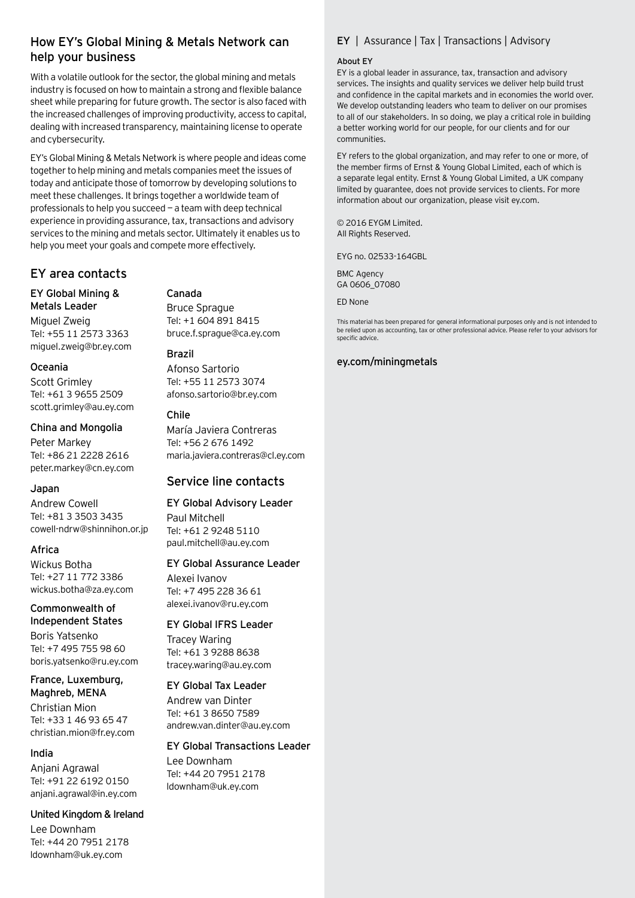## How EY's Global Mining & Metals Network can help your business

With a volatile outlook for the sector, the global mining and metals industry is focused on how to maintain a strong and flexible balance sheet while preparing for future growth. The sector is also faced with the increased challenges of improving productivity, access to capital, dealing with increased transparency, maintaining license to operate and cybersecurity.

EY's Global Mining & Metals Network is where people and ideas come together to help mining and metals companies meet the issues of today and anticipate those of tomorrow by developing solutions to meet these challenges. It brings together a worldwide team of professionals to help you succeed — a team with deep technical experience in providing assurance, tax, transactions and advisory services to the mining and metals sector. Ultimately it enables us to help you meet your goals and compete more effectively.

## EY area contacts

**EY Global Mining & Metals Leader**
Miguel Zweig
Tel: +55 11 2573 3363
miguel.zweig@br.ey.com

**Oceania**
Scott Grimley
Tel: +61 3 9655 2509
scott.grimley@au.ey.com

**China and Mongolia**
Peter Markey
Tel: +86 21 2228 2616
peter.markey@cn.ey.com

**Japan**
Andrew Cowell
Tel: +81 3 3503 3435
cowell-ndrw@shinnihon.or.jp

**Africa**
Wickus Botha
Tel: +27 11 772 3386
wickus.botha@za.ey.com

**Commonwealth of Independent States**
Boris Yatsenko
Tel: +7 495 755 98 60
boris.yatsenko@ru.ey.com

**France, Luxemburg, Maghreb, MENA**
Christian Mion
Tel: +33 1 46 93 65 47
christian.mion@fr.ey.com

**India**
Anjani Agrawal
Tel: +91 22 6192 0150
anjani.agrawal@in.ey.com

**United Kingdom & Ireland**
Lee Downham
Tel: +44 20 7951 2178
ldownham@uk.ey.com

**Canada**
Bruce Sprague
Tel: +1 604 891 8415
bruce.f.sprague@ca.ey.com

**Brazil**
Afonso Sartorio
Tel: +55 11 2573 3074
afonso.sartorio@br.ey.com

**Chile**
María Javiera Contreras
Tel: +56 2 676 1492
maria.javiera.contreras@cl.ey.com

## Service line contacts

**EY Global Advisory Leader**
Paul Mitchell
Tel: +61 2 9248 5110
paul.mitchell@au.ey.com

**EY Global Assurance Leader**
Alexei Ivanov
Tel: +7 495 228 36 61
alexei.ivanov@ru.ey.com

**EY Global IFRS Leader**
Tracey Waring
Tel: +61 3 9288 8638
tracey.waring@au.ey.com

**EY Global Tax Leader**
Andrew van Dinter
Tel: +61 3 8650 7589
andrew.van.dinter@au.ey.com

**EY Global Transactions Leader**
Lee Downham
Tel: +44 20 7951 2178
ldownham@uk.ey.com

**EY** | Assurance | Tax | Transactions | Advisory

**About EY**
EY is a global leader in assurance, tax, transaction and advisory services. The insights and quality services we deliver help build trust and confidence in the capital markets and in economies the world over. We develop outstanding leaders who team to deliver on our promises to all of our stakeholders. In so doing, we play a critical role in building a better working world for our people, for our clients and for our communities.

EY refers to the global organization, and may refer to one or more, of the member firms of Ernst & Young Global Limited, each of which is a separate legal entity. Ernst & Young Global Limited, a UK company limited by guarantee, does not provide services to clients. For more information about our organization, please visit ey.com.

© 2016 EYGM Limited.
All Rights Reserved.

EYG no. 02533-164GBL

BMC Agency
GA 0606_07080

ED None

This material has been prepared for general informational purposes only and is not intended to be relied upon as accounting, tax or other professional advice. Please refer to your advisors for specific advice.

**ey.com/miningmetals**